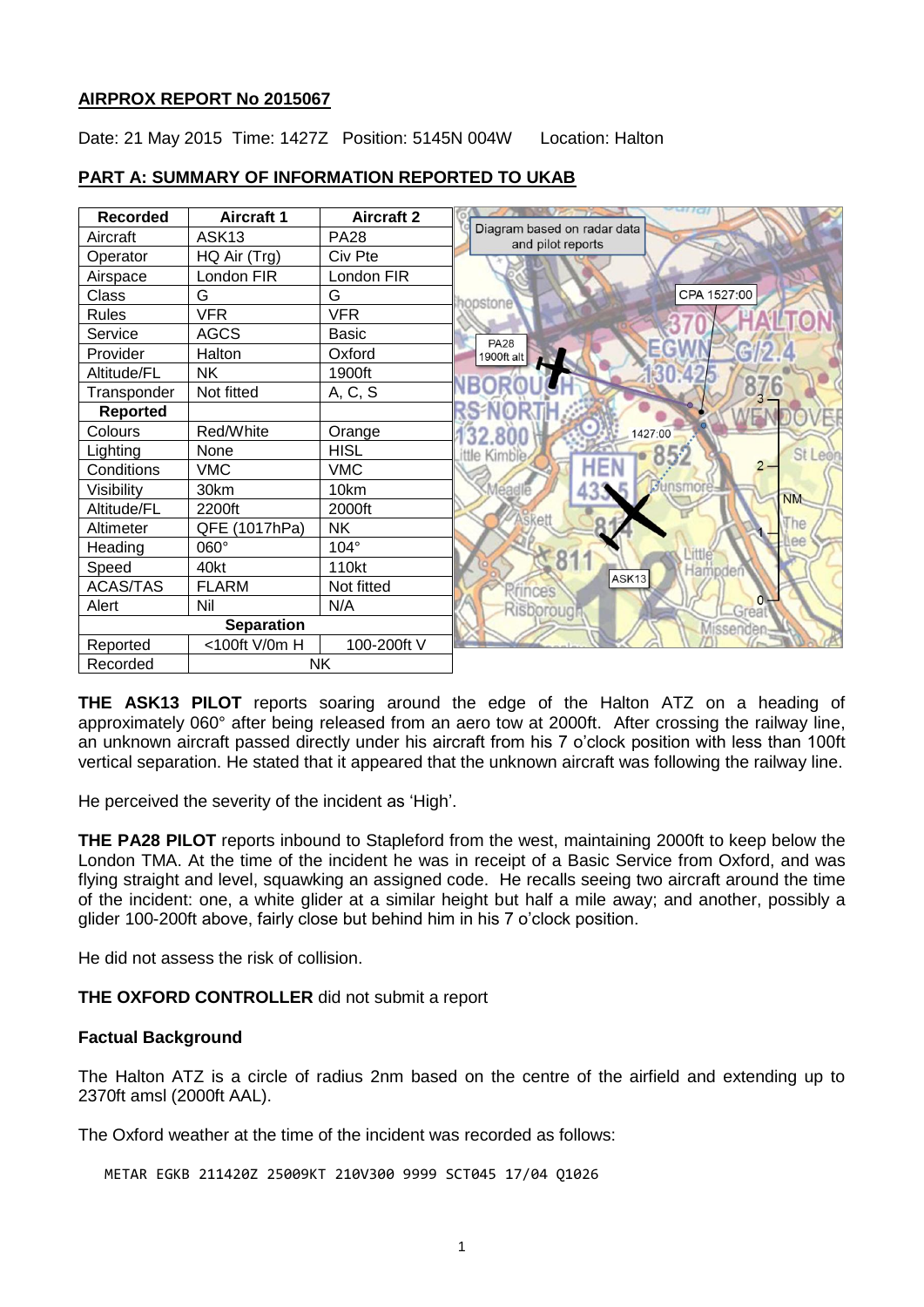**AIRPROX REPORT No 2015067**

Date: 21 May 2015 Time: 1427Z Position: 5145N 004W Location: Halton

**PART A: SUMMARY OF INFORMATION REPORTED TO UKAB**

| Recorded | Aircraft 1 | Aircraft 2 |
|---|---|---|
| Aircraft | ASK13 | PA28 |
| Operator | HQ Air (Trg) | Civ Pte |
| Airspace | London FIR | London FIR |
| Class | G | G |
| Rules | VFR | VFR |
| Service | AGCS | Basic |
| Provider | Halton | Oxford |
| Altitude/FL | NK | 1900ft |
| Transponder | Not fitted | A, C, S |
| **Reported** | | |
| Colours | Red/White | Orange |
| Lighting | None | HISL |
| Conditions | VMC | VMC |
| Visibility | 30km | 10km |
| Altitude/FL | 2200ft | 2000ft |
| Altimeter | QFE (1017hPa) | NK |
| Heading | 060° | 104° |
| Speed | 40kt | 110kt |
| ACAS/TAS | FLARM | Not fitted |
| Alert | Nil | N/A |
| **Separation** | | |
| Reported | <100ft V/0m H | 100-200ft V |
| Recorded | NK | |

Diagram based on radar data and pilot reports

**THE ASK13 PILOT** reports soaring around the edge of the Halton ATZ on a heading of approximately 060° after being released from an aero tow at 2000ft. After crossing the railway line, an unknown aircraft passed directly under his aircraft from his 7 o'clock position with less than 100ft vertical separation. He stated that it appeared that the unknown aircraft was following the railway line.

He perceived the severity of the incident as 'High'.

**THE PA28 PILOT** reports inbound to Stapleford from the west, maintaining 2000ft to keep below the London TMA. At the time of the incident he was in receipt of a Basic Service from Oxford, and was flying straight and level, squawking an assigned code. He recalls seeing two aircraft around the time of the incident: one, a white glider at a similar height but half a mile away; and another, possibly a glider 100-200ft above, fairly close but behind him in his 7 o'clock position.

He did not assess the risk of collision.

**THE OXFORD CONTROLLER** did not submit a report

**Factual Background**

The Halton ATZ is a circle of radius 2nm based on the centre of the airfield and extending up to 2370ft amsl (2000ft AAL).

The Oxford weather at the time of the incident was recorded as follows:

```
METAR EGKB 211420Z 25009KT 210V300 9999 SCT045 17/04 Q1026
```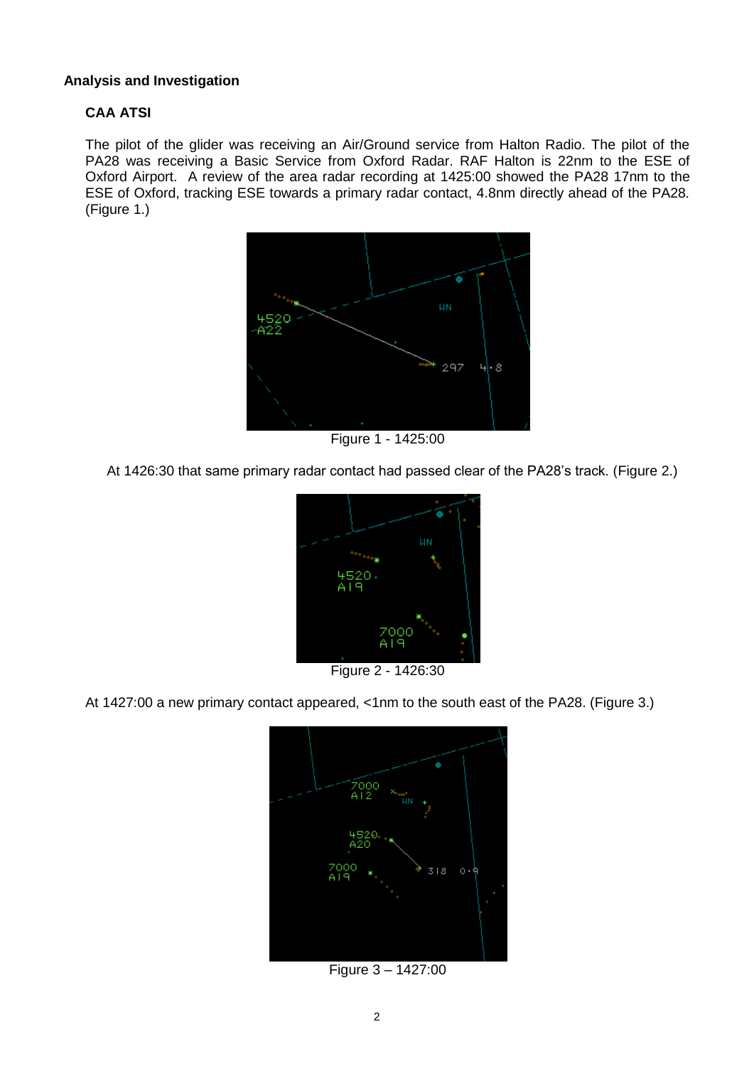### Analysis and Investigation

#### CAA ATSI

The pilot of the glider was receiving an Air/Ground service from Halton Radio. The pilot of the PA28 was receiving a Basic Service from Oxford Radar. RAF Halton is 22nm to the ESE of Oxford Airport. A review of the area radar recording at 1425:00 showed the PA28 17nm to the ESE of Oxford, tracking ESE towards a primary radar contact, 4.8nm directly ahead of the PA28. (Figure 1.)

Figure 1 - 1425:00

At 1426:30 that same primary radar contact had passed clear of the PA28's track. (Figure 2.)

Figure 2 - 1426:30

At 1427:00 a new primary contact appeared, <1nm to the south east of the PA28. (Figure 3.)

Figure 3 – 1427:00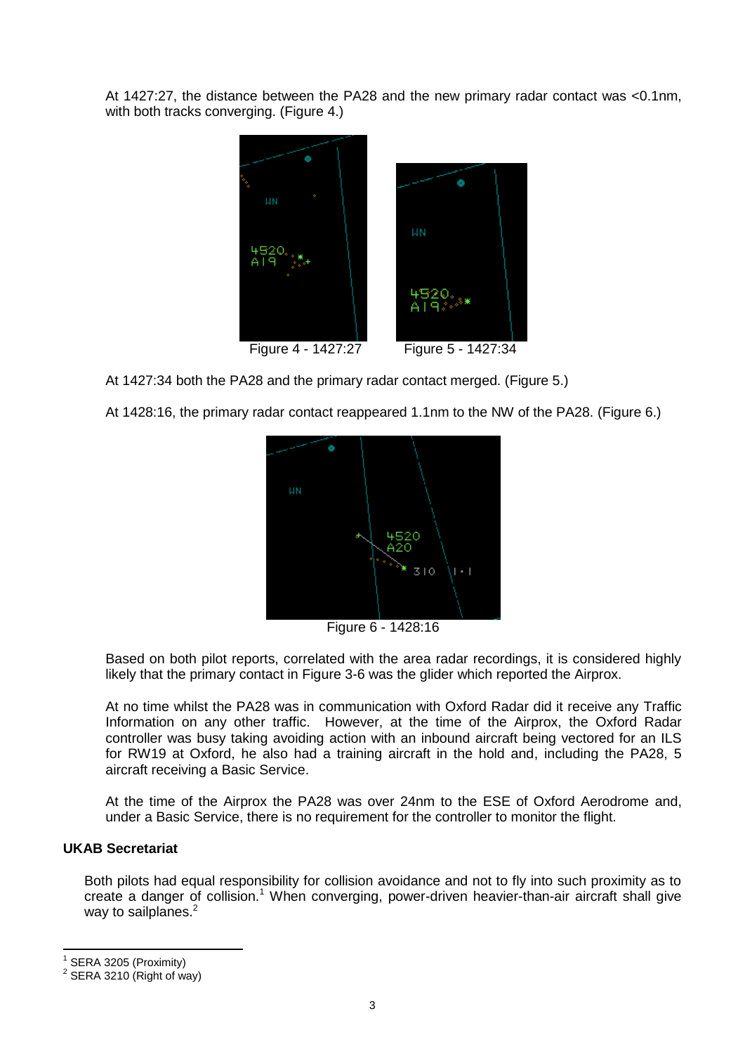At 1427:27, the distance between the PA28 and the new primary radar contact was <0.1nm, with both tracks converging. (Figure 4.)

Figure 4 - 1427:27

Figure 5 - 1427:34

At 1427:34 both the PA28 and the primary radar contact merged. (Figure 5.)

At 1428:16, the primary radar contact reappeared 1.1nm to the NW of the PA28. (Figure 6.)

Figure 6 - 1428:16

Based on both pilot reports, correlated with the area radar recordings, it is considered highly likely that the primary contact in Figure 3-6 was the glider which reported the Airprox.

At no time whilst the PA28 was in communication with Oxford Radar did it receive any Traffic Information on any other traffic. However, at the time of the Airprox, the Oxford Radar controller was busy taking avoiding action with an inbound aircraft being vectored for an ILS for RW19 at Oxford, he also had a training aircraft in the hold and, including the PA28, 5 aircraft receiving a Basic Service.

At the time of the Airprox the PA28 was over 24nm to the ESE of Oxford Aerodrome and, under a Basic Service, there is no requirement for the controller to monitor the flight.

**UKAB Secretariat**

Both pilots had equal responsibility for collision avoidance and not to fly into such proximity as to create a danger of collision.[1] When converging, power-driven heavier-than-air aircraft shall give way to sailplanes.[2]

---

[1] SERA 3205 (Proximity)

[2] SERA 3210 (Right of way)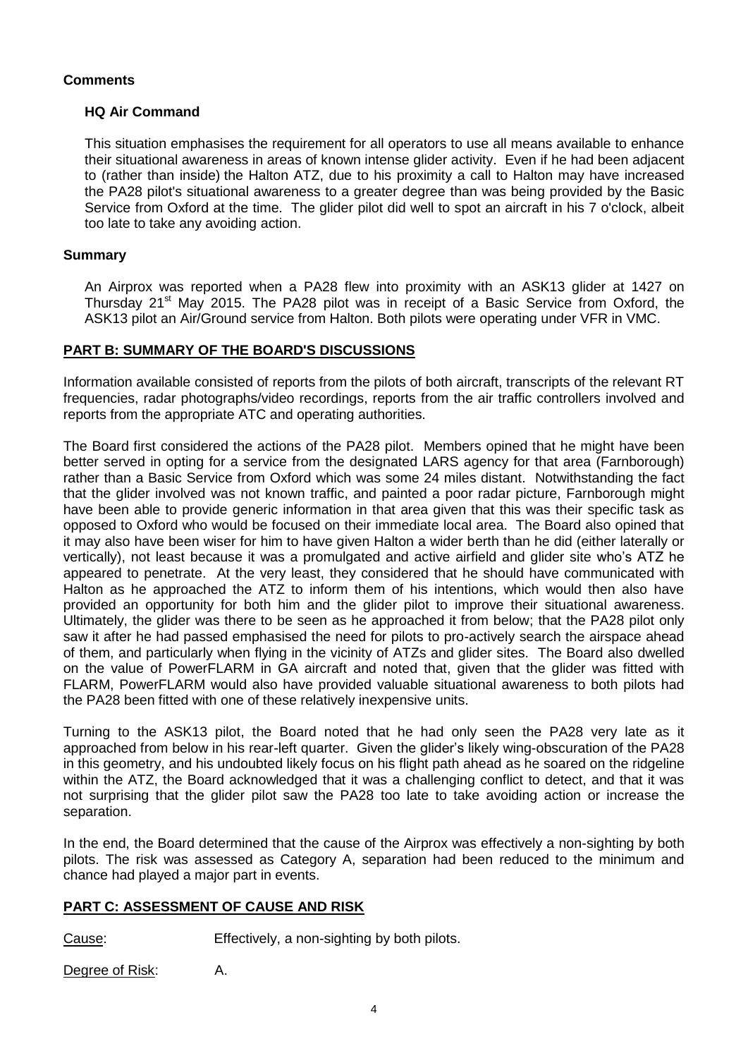**Comments**

**HQ Air Command**

This situation emphasises the requirement for all operators to use all means available to enhance their situational awareness in areas of known intense glider activity. Even if he had been adjacent to (rather than inside) the Halton ATZ, due to his proximity a call to Halton may have increased the PA28 pilot's situational awareness to a greater degree than was being provided by the Basic Service from Oxford at the time. The glider pilot did well to spot an aircraft in his 7 o'clock, albeit too late to take any avoiding action.

**Summary**

An Airprox was reported when a PA28 flew into proximity with an ASK13 glider at 1427 on Thursday 21st May 2015. The PA28 pilot was in receipt of a Basic Service from Oxford, the ASK13 pilot an Air/Ground service from Halton. Both pilots were operating under VFR in VMC.

## PART B: SUMMARY OF THE BOARD'S DISCUSSIONS

Information available consisted of reports from the pilots of both aircraft, transcripts of the relevant RT frequencies, radar photographs/video recordings, reports from the air traffic controllers involved and reports from the appropriate ATC and operating authorities.

The Board first considered the actions of the PA28 pilot. Members opined that he might have been better served in opting for a service from the designated LARS agency for that area (Farnborough) rather than a Basic Service from Oxford which was some 24 miles distant. Notwithstanding the fact that the glider involved was not known traffic, and painted a poor radar picture, Farnborough might have been able to provide generic information in that area given that this was their specific task as opposed to Oxford who would be focused on their immediate local area. The Board also opined that it may also have been wiser for him to have given Halton a wider berth than he did (either laterally or vertically), not least because it was a promulgated and active airfield and glider site who's ATZ he appeared to penetrate. At the very least, they considered that he should have communicated with Halton as he approached the ATZ to inform them of his intentions, which would then also have provided an opportunity for both him and the glider pilot to improve their situational awareness. Ultimately, the glider was there to be seen as he approached it from below; that the PA28 pilot only saw it after he had passed emphasised the need for pilots to pro-actively search the airspace ahead of them, and particularly when flying in the vicinity of ATZs and glider sites. The Board also dwelled on the value of PowerFLARM in GA aircraft and noted that, given that the glider was fitted with FLARM, PowerFLARM would also have provided valuable situational awareness to both pilots had the PA28 been fitted with one of these relatively inexpensive units.

Turning to the ASK13 pilot, the Board noted that he had only seen the PA28 very late as it approached from below in his rear-left quarter. Given the glider's likely wing-obscuration of the PA28 in this geometry, and his undoubted likely focus on his flight path ahead as he soared on the ridgeline within the ATZ, the Board acknowledged that it was a challenging conflict to detect, and that it was not surprising that the glider pilot saw the PA28 too late to take avoiding action or increase the separation.

In the end, the Board determined that the cause of the Airprox was effectively a non-sighting by both pilots. The risk was assessed as Category A, separation had been reduced to the minimum and chance had played a major part in events.

## PART C: ASSESSMENT OF CAUSE AND RISK

Cause: Effectively, a non-sighting by both pilots.

Degree of Risk: A.